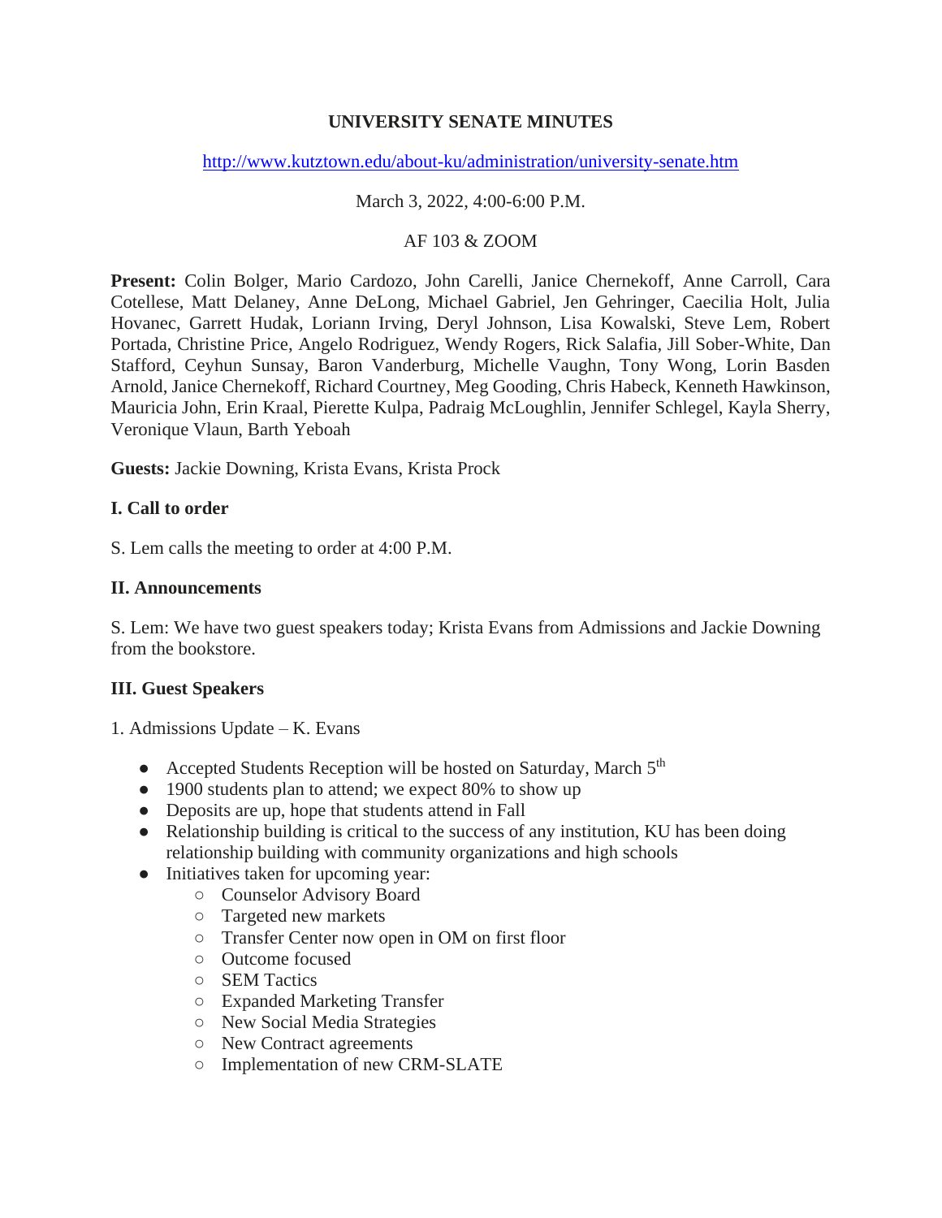**UNIVERSITY SENATE MINUTES**

http://www.kutztown.edu/about-ku/administration/university-senate.htm

March 3, 2022, 4:00-6:00 P.M.

AF 103 & ZOOM

**Present:** Colin Bolger, Mario Cardozo, John Carelli, Janice Chernekoff, Anne Carroll, Cara Cotellese, Matt Delaney, Anne DeLong, Michael Gabriel, Jen Gehringer, Caecilia Holt, Julia Hovanec, Garrett Hudak, Loriann Irving, Deryl Johnson, Lisa Kowalski, Steve Lem, Robert Portada, Christine Price, Angelo Rodriguez, Wendy Rogers, Rick Salafia, Jill Sober-White, Dan Stafford, Ceyhun Sunsay, Baron Vanderburg, Michelle Vaughn, Tony Wong, Lorin Basden Arnold, Janice Chernekoff, Richard Courtney, Meg Gooding, Chris Habeck, Kenneth Hawkinson, Mauricia John, Erin Kraal, Pierette Kulpa, Padraig McLoughlin, Jennifer Schlegel, Kayla Sherry, Veronique Vlaun, Barth Yeboah

**Guests:** Jackie Downing, Krista Evans, Krista Prock

**I. Call to order**

S. Lem calls the meeting to order at 4:00 P.M.

**II. Announcements**

S. Lem: We have two guest speakers today; Krista Evans from Admissions and Jackie Downing from the bookstore.

**III. Guest Speakers**

1. Admissions Update – K. Evans

- Accepted Students Reception will be hosted on Saturday, March 5th
- 1900 students plan to attend; we expect 80% to show up
- Deposits are up, hope that students attend in Fall
- Relationship building is critical to the success of any institution, KU has been doing relationship building with community organizations and high schools
- Initiatives taken for upcoming year:
  - Counselor Advisory Board
  - Targeted new markets
  - Transfer Center now open in OM on first floor
  - Outcome focused
  - SEM Tactics
  - Expanded Marketing Transfer
  - New Social Media Strategies
  - New Contract agreements
  - Implementation of new CRM-SLATE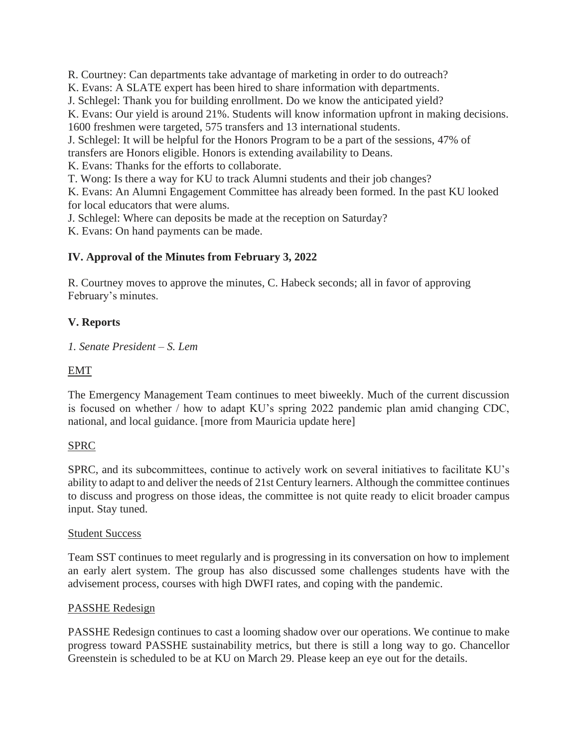R. Courtney: Can departments take advantage of marketing in order to do outreach?
K. Evans: A SLATE expert has been hired to share information with departments.
J. Schlegel: Thank you for building enrollment. Do we know the anticipated yield?
K. Evans: Our yield is around 21%. Students will know information upfront in making decisions. 1600 freshmen were targeted, 575 transfers and 13 international students.
J. Schlegel: It will be helpful for the Honors Program to be a part of the sessions, 47% of transfers are Honors eligible. Honors is extending availability to Deans.
K. Evans: Thanks for the efforts to collaborate.
T. Wong: Is there a way for KU to track Alumni students and their job changes?
K. Evans: An Alumni Engagement Committee has already been formed. In the past KU looked for local educators that were alums.
J. Schlegel: Where can deposits be made at the reception on Saturday?
K. Evans: On hand payments can be made.

## IV. Approval of the Minutes from February 3, 2022

R. Courtney moves to approve the minutes, C. Habeck seconds; all in favor of approving February's minutes.

## V. Reports

*1. Senate President – S. Lem*

EMT

The Emergency Management Team continues to meet biweekly. Much of the current discussion is focused on whether / how to adapt KU's spring 2022 pandemic plan amid changing CDC, national, and local guidance. [more from Mauricia update here]

SPRC

SPRC, and its subcommittees, continue to actively work on several initiatives to facilitate KU's ability to adapt to and deliver the needs of 21st Century learners. Although the committee continues to discuss and progress on those ideas, the committee is not quite ready to elicit broader campus input. Stay tuned.

Student Success

Team SST continues to meet regularly and is progressing in its conversation on how to implement an early alert system. The group has also discussed some challenges students have with the advisement process, courses with high DWFI rates, and coping with the pandemic.

PASSHE Redesign

PASSHE Redesign continues to cast a looming shadow over our operations. We continue to make progress toward PASSHE sustainability metrics, but there is still a long way to go. Chancellor Greenstein is scheduled to be at KU on March 29. Please keep an eye out for the details.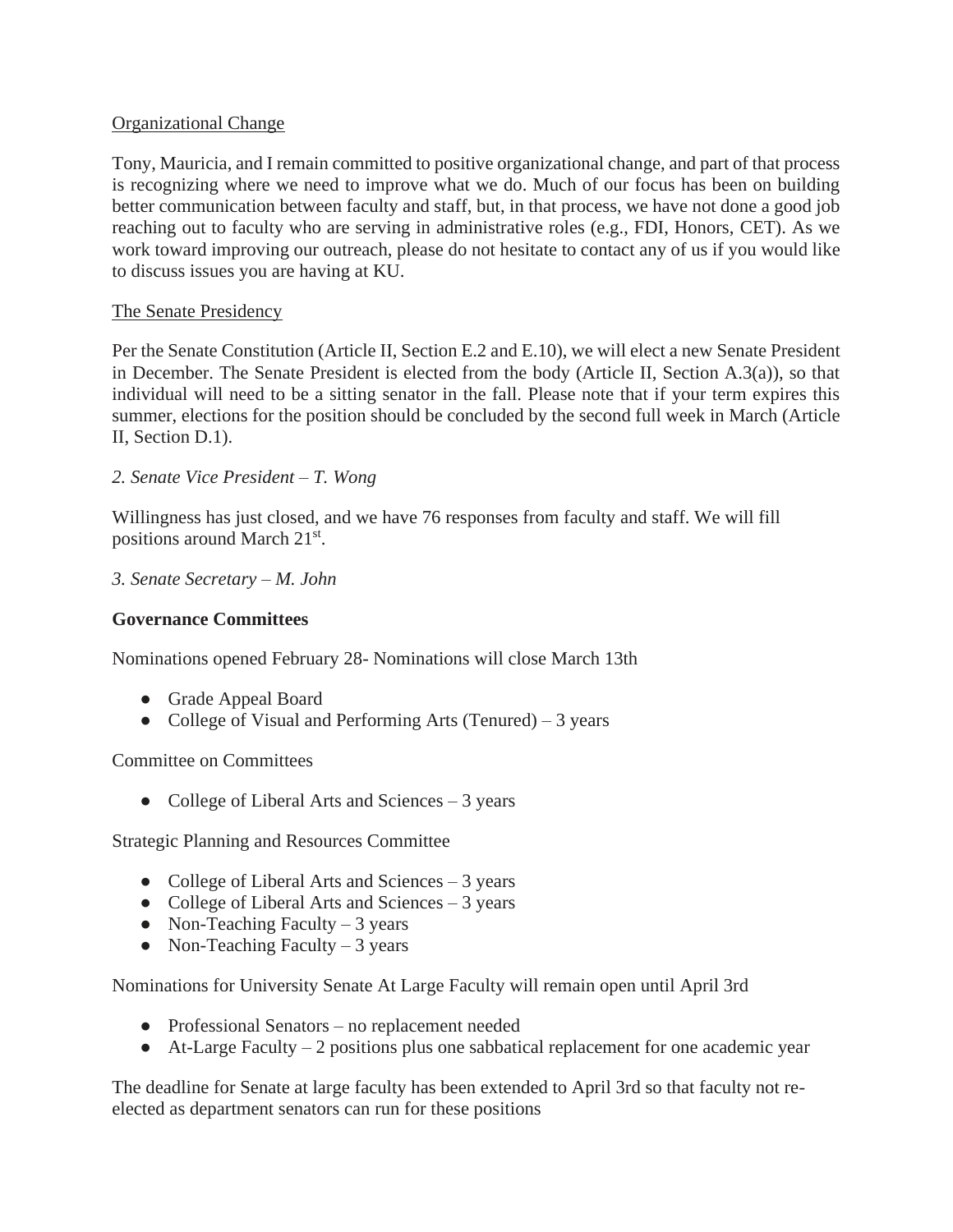Organizational Change

Tony, Mauricia, and I remain committed to positive organizational change, and part of that process is recognizing where we need to improve what we do. Much of our focus has been on building better communication between faculty and staff, but, in that process, we have not done a good job reaching out to faculty who are serving in administrative roles (e.g., FDI, Honors, CET). As we work toward improving our outreach, please do not hesitate to contact any of us if you would like to discuss issues you are having at KU.

The Senate Presidency

Per the Senate Constitution (Article II, Section E.2 and E.10), we will elect a new Senate President in December. The Senate President is elected from the body (Article II, Section A.3(a)), so that individual will need to be a sitting senator in the fall. Please note that if your term expires this summer, elections for the position should be concluded by the second full week in March (Article II, Section D.1).

*2. Senate Vice President – T. Wong*

Willingness has just closed, and we have 76 responses from faculty and staff. We will fill positions around March 21st.

*3. Senate Secretary – M. John*

**Governance Committees**

Nominations opened February 28- Nominations will close March 13th

- Grade Appeal Board
- College of Visual and Performing Arts (Tenured) – 3 years

Committee on Committees

- College of Liberal Arts and Sciences – 3 years

Strategic Planning and Resources Committee

- College of Liberal Arts and Sciences – 3 years
- College of Liberal Arts and Sciences – 3 years
- Non-Teaching Faculty – 3 years
- Non-Teaching Faculty – 3 years

Nominations for University Senate At Large Faculty will remain open until April 3rd

- Professional Senators – no replacement needed
- At-Large Faculty – 2 positions plus one sabbatical replacement for one academic year

The deadline for Senate at large faculty has been extended to April 3rd so that faculty not re-elected as department senators can run for these positions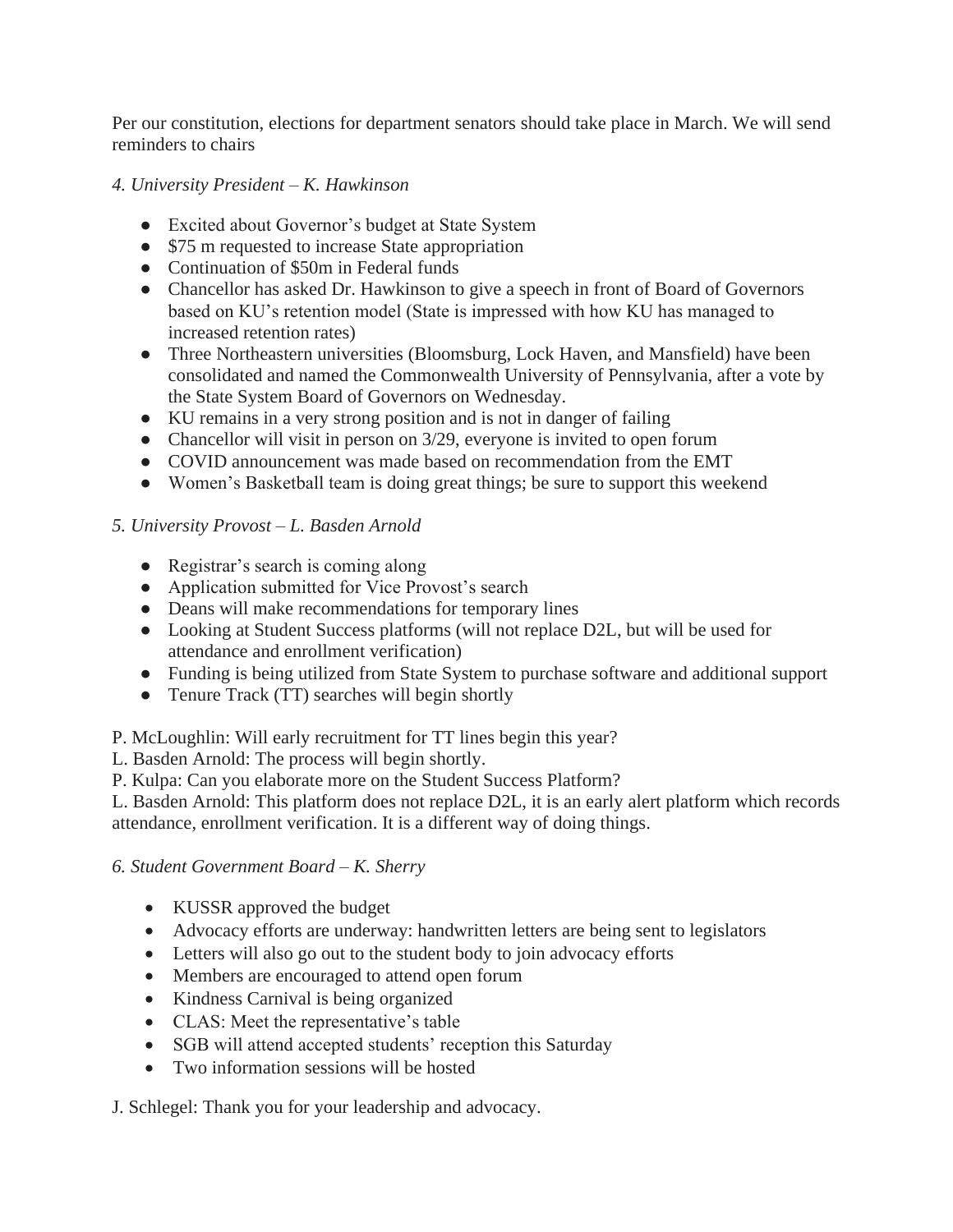Per our constitution, elections for department senators should take place in March. We will send reminders to chairs

*4. University President – K. Hawkinson*

- Excited about Governor's budget at State System
- $75 m requested to increase State appropriation
- Continuation of $50m in Federal funds
- Chancellor has asked Dr. Hawkinson to give a speech in front of Board of Governors based on KU's retention model (State is impressed with how KU has managed to increased retention rates)
- Three Northeastern universities (Bloomsburg, Lock Haven, and Mansfield) have been consolidated and named the Commonwealth University of Pennsylvania, after a vote by the State System Board of Governors on Wednesday.
- KU remains in a very strong position and is not in danger of failing
- Chancellor will visit in person on 3/29, everyone is invited to open forum
- COVID announcement was made based on recommendation from the EMT
- Women's Basketball team is doing great things; be sure to support this weekend

*5. University Provost – L. Basden Arnold*

- Registrar's search is coming along
- Application submitted for Vice Provost's search
- Deans will make recommendations for temporary lines
- Looking at Student Success platforms (will not replace D2L, but will be used for attendance and enrollment verification)
- Funding is being utilized from State System to purchase software and additional support
- Tenure Track (TT) searches will begin shortly

P. McLoughlin: Will early recruitment for TT lines begin this year?
L. Basden Arnold: The process will begin shortly.
P. Kulpa: Can you elaborate more on the Student Success Platform?
L. Basden Arnold: This platform does not replace D2L, it is an early alert platform which records attendance, enrollment verification. It is a different way of doing things.

*6. Student Government Board – K. Sherry*

- KUSSR approved the budget
- Advocacy efforts are underway: handwritten letters are being sent to legislators
- Letters will also go out to the student body to join advocacy efforts
- Members are encouraged to attend open forum
- Kindness Carnival is being organized
- CLAS: Meet the representative's table
- SGB will attend accepted students' reception this Saturday
- Two information sessions will be hosted

J. Schlegel: Thank you for your leadership and advocacy.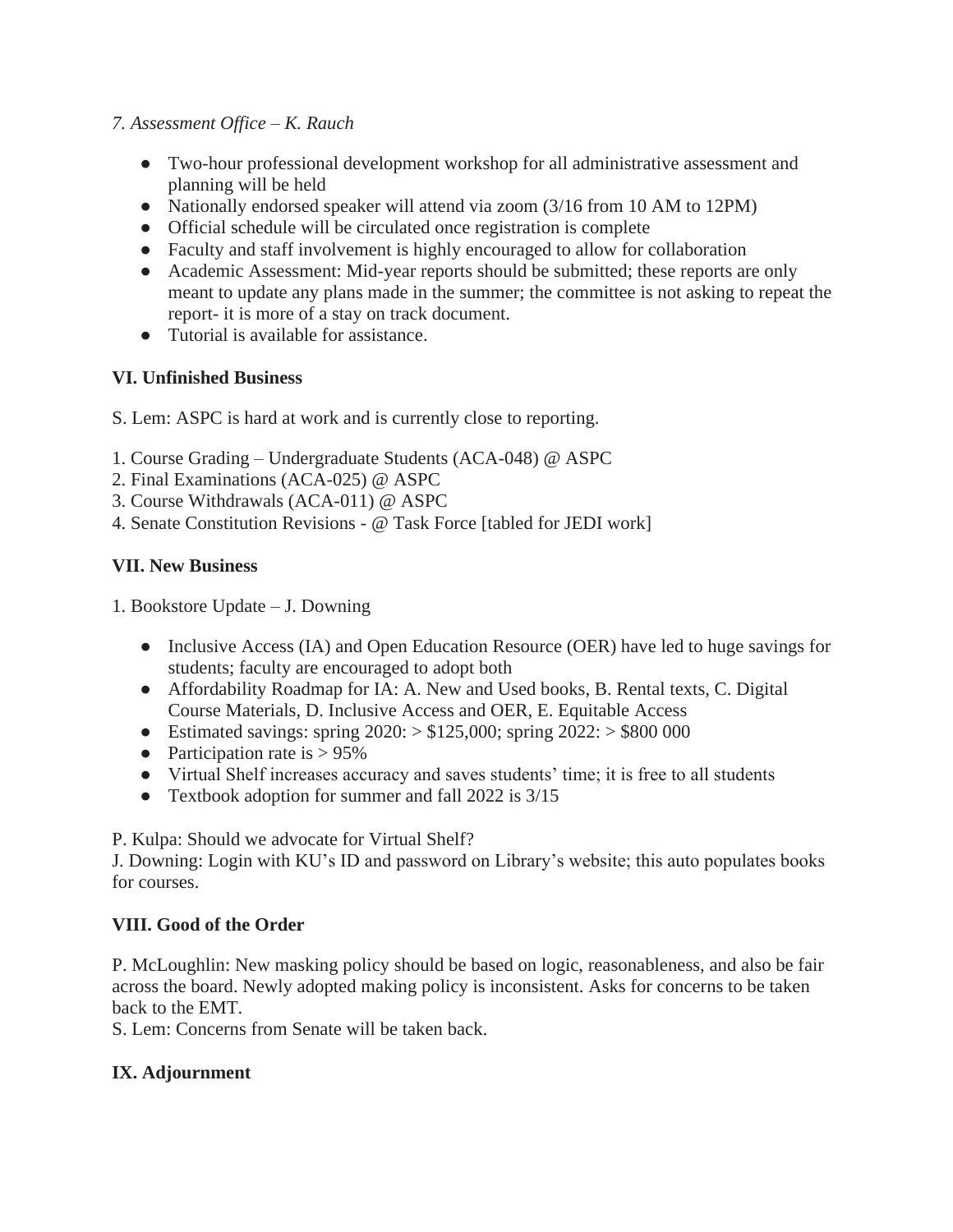*7. Assessment Office – K. Rauch*

- Two-hour professional development workshop for all administrative assessment and planning will be held
- Nationally endorsed speaker will attend via zoom (3/16 from 10 AM to 12PM)
- Official schedule will be circulated once registration is complete
- Faculty and staff involvement is highly encouraged to allow for collaboration
- Academic Assessment: Mid-year reports should be submitted; these reports are only meant to update any plans made in the summer; the committee is not asking to repeat the report- it is more of a stay on track document.
- Tutorial is available for assistance.

**VI. Unfinished Business**

S. Lem: ASPC is hard at work and is currently close to reporting.

1. Course Grading – Undergraduate Students (ACA-048) @ ASPC
2. Final Examinations (ACA-025) @ ASPC
3. Course Withdrawals (ACA-011) @ ASPC
4. Senate Constitution Revisions - @ Task Force [tabled for JEDI work]

**VII. New Business**

1. Bookstore Update – J. Downing

- Inclusive Access (IA) and Open Education Resource (OER) have led to huge savings for students; faculty are encouraged to adopt both
- Affordability Roadmap for IA: A. New and Used books, B. Rental texts, C. Digital Course Materials, D. Inclusive Access and OER, E. Equitable Access
- Estimated savings: spring 2020: > $125,000; spring 2022: > $800 000
- Participation rate is > 95%
- Virtual Shelf increases accuracy and saves students' time; it is free to all students
- Textbook adoption for summer and fall 2022 is 3/15

P. Kulpa: Should we advocate for Virtual Shelf?
J. Downing: Login with KU's ID and password on Library's website; this auto populates books for courses.

**VIII. Good of the Order**

P. McLoughlin: New masking policy should be based on logic, reasonableness, and also be fair across the board. Newly adopted making policy is inconsistent. Asks for concerns to be taken back to the EMT.
S. Lem: Concerns from Senate will be taken back.

**IX. Adjournment**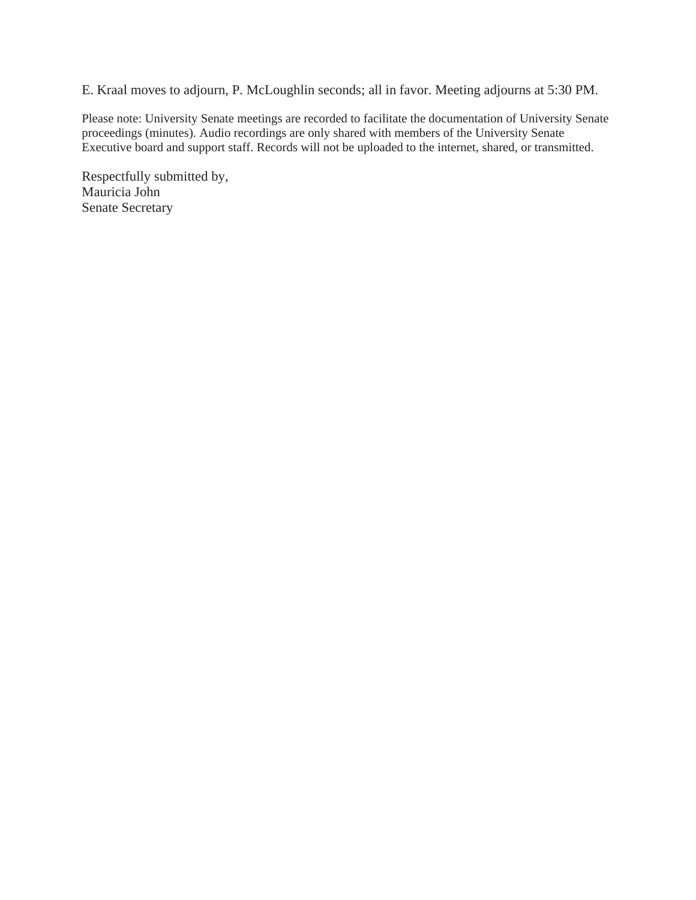E. Kraal moves to adjourn, P. McLoughlin seconds; all in favor. Meeting adjourns at 5:30 PM.

Please note: University Senate meetings are recorded to facilitate the documentation of University Senate proceedings (minutes). Audio recordings are only shared with members of the University Senate Executive board and support staff. Records will not be uploaded to the internet, shared, or transmitted.

Respectfully submitted by,
Mauricia John
Senate Secretary